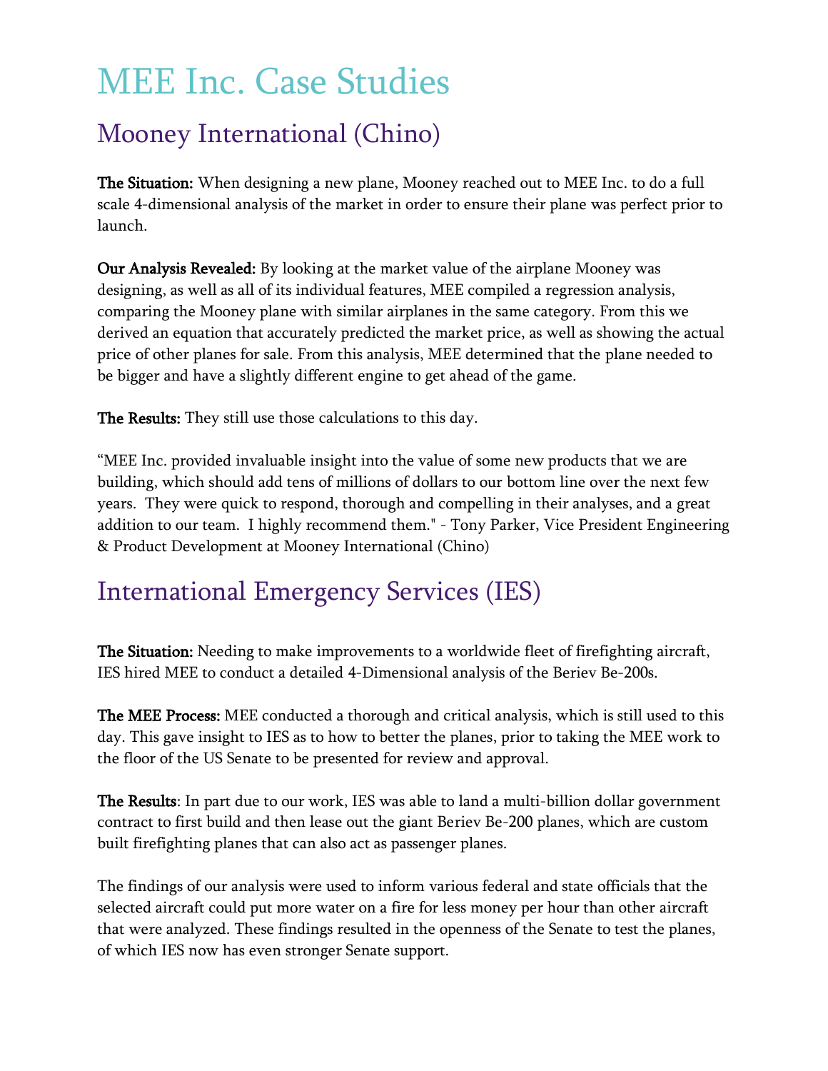# MEE Inc. Case Studies

## Mooney International (Chino)

**The Situation:** When designing a new plane, Mooney reached out to MEE Inc. to do a full scale 4-dimensional analysis of the market in order to ensure their plane was perfect prior to launch.

**Our Analysis Revealed:** By looking at the market value of the airplane Mooney was designing, as well as all of its individual features, MEE compiled a regression analysis, comparing the Mooney plane with similar airplanes in the same category. From this we derived an equation that accurately predicted the market price, as well as showing the actual price of other planes for sale. From this analysis, MEE determined that the plane needed to be bigger and have a slightly different engine to get ahead of the game.

**The Results:** They still use those calculations to this day.

"MEE Inc. provided invaluable insight into the value of some new products that we are building, which should add tens of millions of dollars to our bottom line over the next few years. They were quick to respond, thorough and compelling in their analyses, and a great addition to our team. I highly recommend them." - Tony Parker, Vice President Engineering & Product Development at Mooney International (Chino)

## International Emergency Services (IES)

**The Situation:** Needing to make improvements to a worldwide fleet of firefighting aircraft, IES hired MEE to conduct a detailed 4-Dimensional analysis of the Beriev Be-200s.

**The MEE Process:** MEE conducted a thorough and critical analysis, which is still used to this day. This gave insight to IES as to how to better the planes, prior to taking the MEE work to the floor of the US Senate to be presented for review and approval.

**The Results**: In part due to our work, IES was able to land a multi-billion dollar government contract to first build and then lease out the giant Beriev Be-200 planes, which are custom built firefighting planes that can also act as passenger planes.

The findings of our analysis were used to inform various federal and state officials that the selected aircraft could put more water on a fire for less money per hour than other aircraft that were analyzed. These findings resulted in the openness of the Senate to test the planes, of which IES now has even stronger Senate support.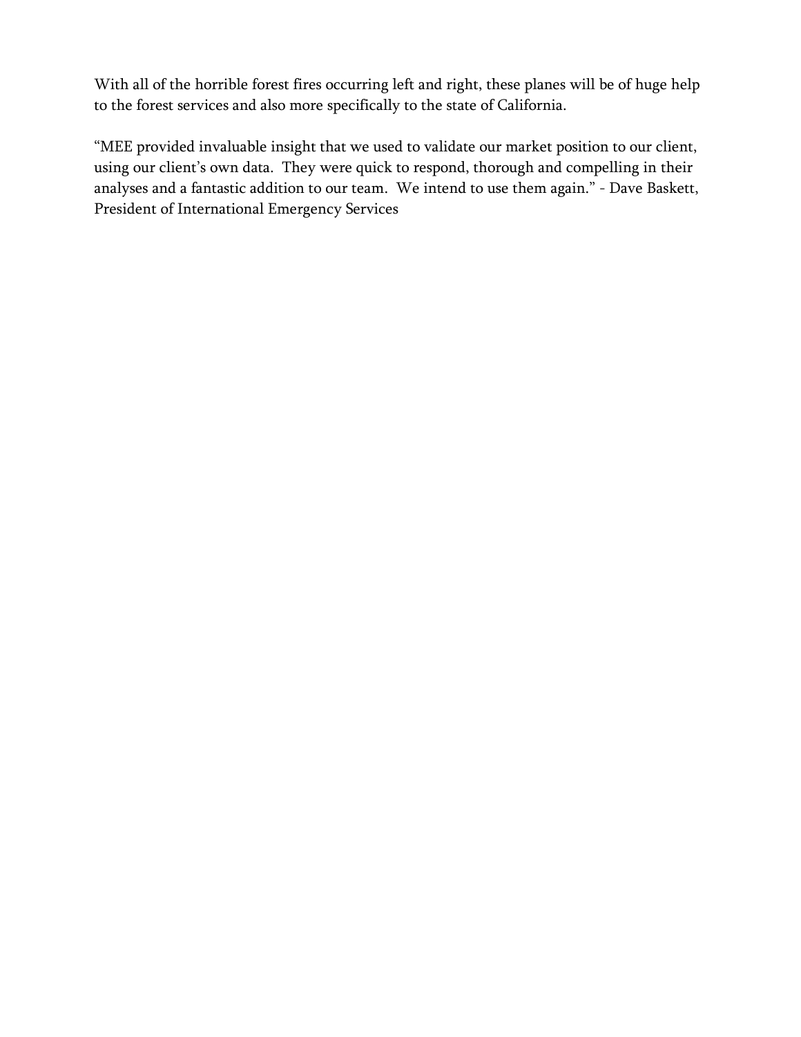With all of the horrible forest fires occurring left and right, these planes will be of huge help to the forest services and also more specifically to the state of California.

"MEE provided invaluable insight that we used to validate our market position to our client, using our client's own data. They were quick to respond, thorough and compelling in their analyses and a fantastic addition to our team. We intend to use them again." - Dave Baskett, President of International Emergency Services